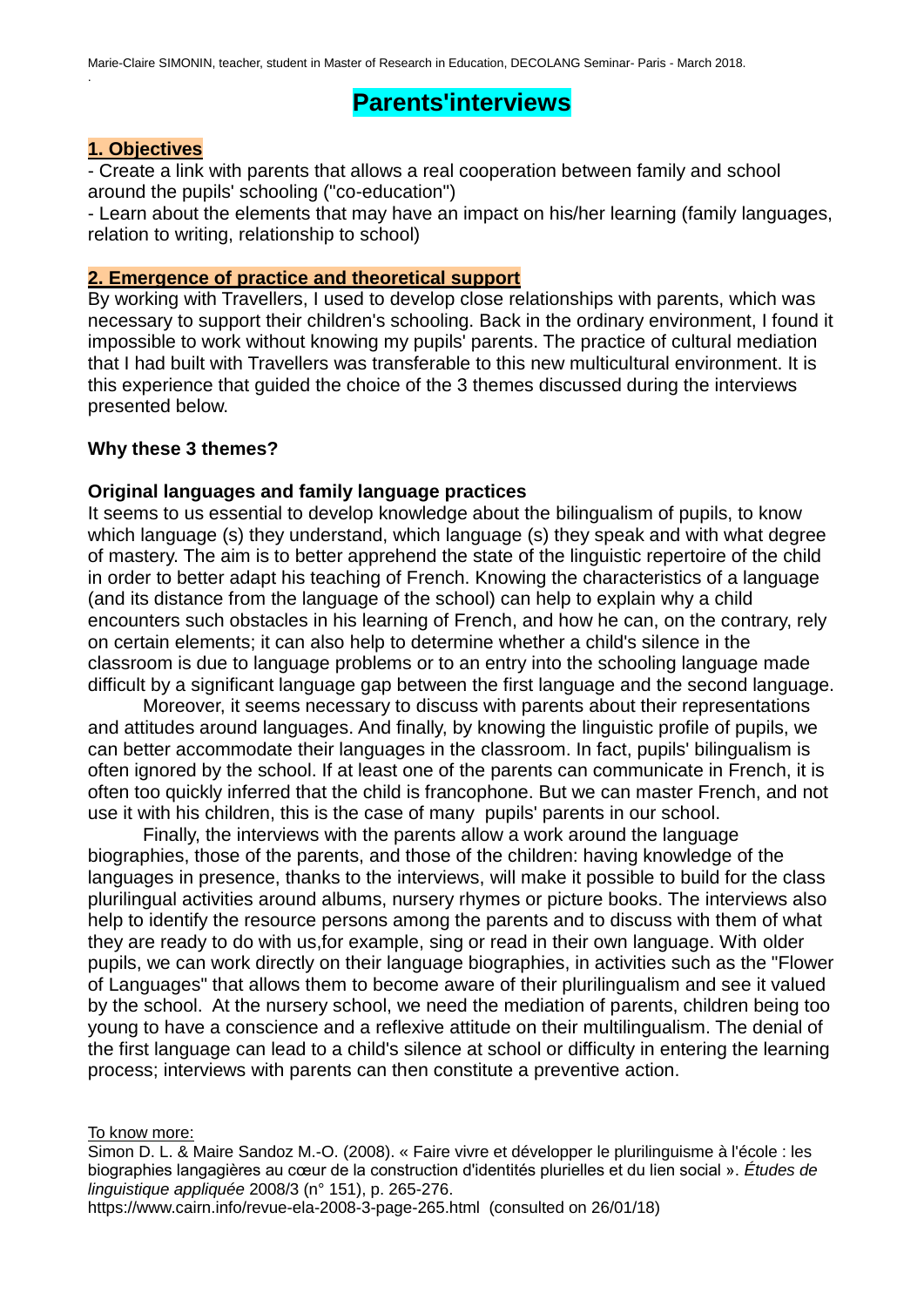Marie-Claire SIMONIN, teacher, student in Master of Research in Education, DECOLANG Seminar- Paris - March 2018.

# Parents'interviews

## 1. Objectives

- Create a link with parents that allows a real cooperation between family and school around the pupils' schooling ("co-education")
- Learn about the elements that may have an impact on his/her learning (family languages, relation to writing, relationship to school)

## 2. Emergence of practice and theoretical support

By working with Travellers, I used to develop close relationships with parents, which was necessary to support their children's schooling. Back in the ordinary environment, I found it impossible to work without knowing my pupils' parents. The practice of cultural mediation that I had built with Travellers was transferable to this new multicultural environment. It is this experience that guided the choice of the 3 themes discussed during the interviews presented below.

**Why these 3 themes?**

**Original languages and family language practices**

It seems to us essential to develop knowledge about the bilingualism of pupils, to know which language (s) they understand, which language (s) they speak and with what degree of mastery. The aim is to better apprehend the state of the linguistic repertoire of the child in order to better adapt his teaching of French. Knowing the characteristics of a language (and its distance from the language of the school) can help to explain why a child encounters such obstacles in his learning of French, and how he can, on the contrary, rely on certain elements; it can also help to determine whether a child's silence in the classroom is due to language problems or to an entry into the schooling language made difficult by a significant language gap between the first language and the second language.

Moreover, it seems necessary to discuss with parents about their representations and attitudes around languages. And finally, by knowing the linguistic profile of pupils, we can better accommodate their languages in the classroom. In fact, pupils' bilingualism is often ignored by the school. If at least one of the parents can communicate in French, it is often too quickly inferred that the child is francophone. But we can master French, and not use it with his children, this is the case of many pupils' parents in our school.

Finally, the interviews with the parents allow a work around the language biographies, those of the parents, and those of the children: having knowledge of the languages in presence, thanks to the interviews, will make it possible to build for the class plurilingual activities around albums, nursery rhymes or picture books. The interviews also help to identify the resource persons among the parents and to discuss with them of what they are ready to do with us,for example, sing or read in their own language. With older pupils, we can work directly on their language biographies, in activities such as the "Flower of Languages" that allows them to become aware of their plurilingualism and see it valued by the school. At the nursery school, we need the mediation of parents, children being too young to have a conscience and a reflexive attitude on their multilingualism. The denial of the first language can lead to a child's silence at school or difficulty in entering the learning process; interviews with parents can then constitute a preventive action.

To know more:

Simon D. L. & Maire Sandoz M.-O. (2008). « Faire vivre et développer le plurilinguisme à l'école : les biographies langagières au cœur de la construction d'identités plurielles et du lien social ». *Études de linguistique appliquée* 2008/3 (n° 151), p. 265-276.
https://www.cairn.info/revue-ela-2008-3-page-265.html (consulted on 26/01/18)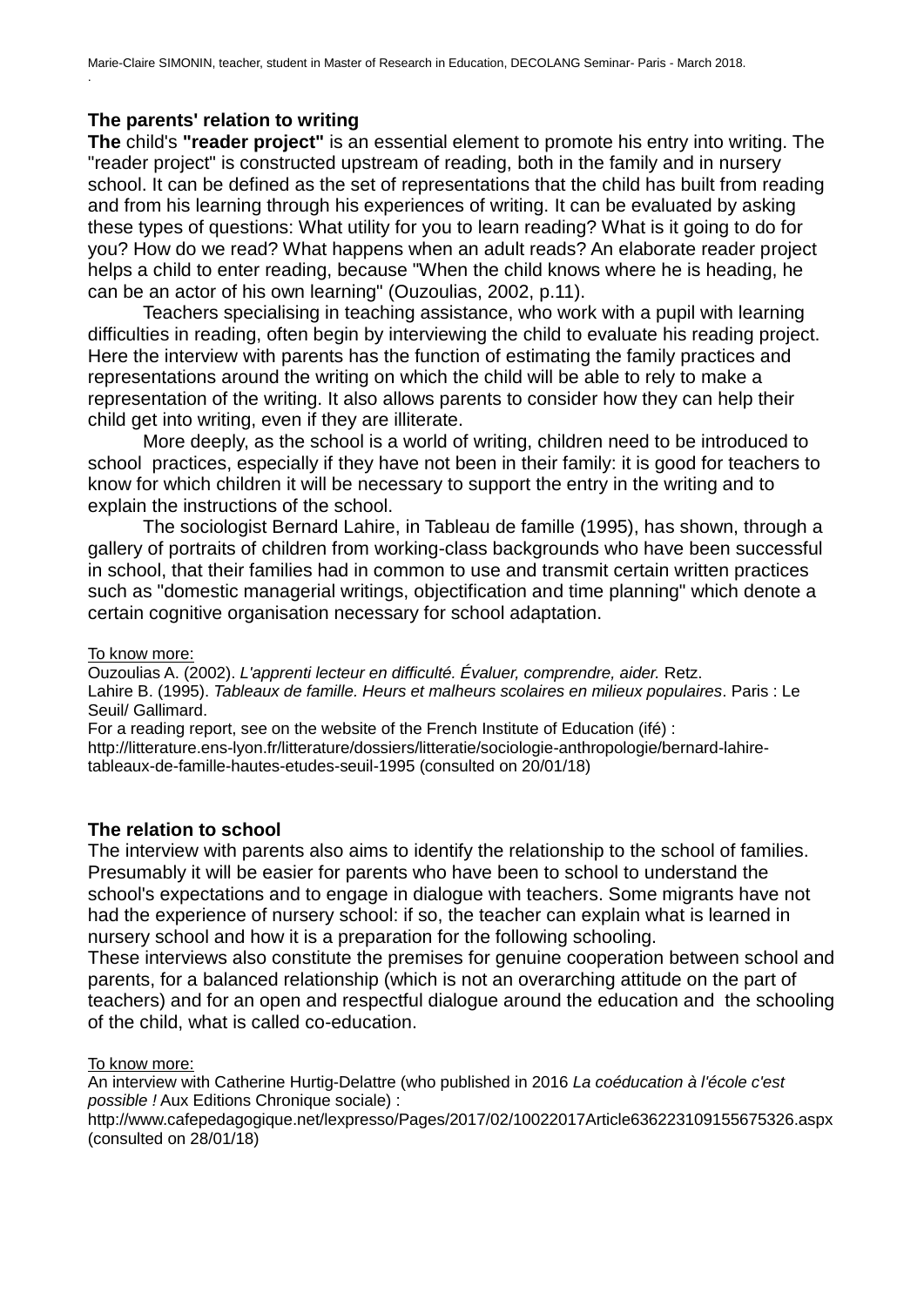### The parents' relation to writing

**The** child's **"reader project"** is an essential element to promote his entry into writing. The "reader project" is constructed upstream of reading, both in the family and in nursery school. It can be defined as the set of representations that the child has built from reading and from his learning through his experiences of writing. It can be evaluated by asking these types of questions: What utility for you to learn reading? What is it going to do for you? How do we read? What happens when an adult reads? An elaborate reader project helps a child to enter reading, because "When the child knows where he is heading, he can be an actor of his own learning" (Ouzoulias, 2002, p.11).

Teachers specialising in teaching assistance, who work with a pupil with learning difficulties in reading, often begin by interviewing the child to evaluate his reading project. Here the interview with parents has the function of estimating the family practices and representations around the writing on which the child will be able to rely to make a representation of the writing. It also allows parents to consider how they can help their child get into writing, even if they are illiterate.

More deeply, as the school is a world of writing, children need to be introduced to school practices, especially if they have not been in their family: it is good for teachers to know for which children it will be necessary to support the entry in the writing and to explain the instructions of the school.

The sociologist Bernard Lahire, in Tableau de famille (1995), has shown, through a gallery of portraits of children from working-class backgrounds who have been successful in school, that their families had in common to use and transmit certain written practices such as "domestic managerial writings, objectification and time planning" which denote a certain cognitive organisation necessary for school adaptation.

To know more:
Ouzoulias A. (2002). *L'apprenti lecteur en difficulté. Évaluer, comprendre, aider.* Retz.
Lahire B. (1995). *Tableaux de famille. Heurs et malheurs scolaires en milieux populaires*. Paris : Le Seuil/ Gallimard.
For a reading report, see on the website of the French Institute of Education (ifé) :
http://litterature.ens-lyon.fr/litterature/dossiers/litteratie/sociologie-anthropologie/bernard-lahire-tableaux-de-famille-hautes-etudes-seuil-1995 (consulted on 20/01/18)

### The relation to school

The interview with parents also aims to identify the relationship to the school of families. Presumably it will be easier for parents who have been to school to understand the school's expectations and to engage in dialogue with teachers. Some migrants have not had the experience of nursery school: if so, the teacher can explain what is learned in nursery school and how it is a preparation for the following schooling.
These interviews also constitute the premises for genuine cooperation between school and parents, for a balanced relationship (which is not an overarching attitude on the part of teachers) and for an open and respectful dialogue around the education and the schooling of the child, what is called co-education.

To know more:
An interview with Catherine Hurtig-Delattre (who published in 2016 *La coéducation à l'école c'est possible !* Aux Editions Chronique sociale) :
http://www.cafepedagogique.net/lexpresso/Pages/2017/02/10022017Article636223109155675326.aspx (consulted on 28/01/18)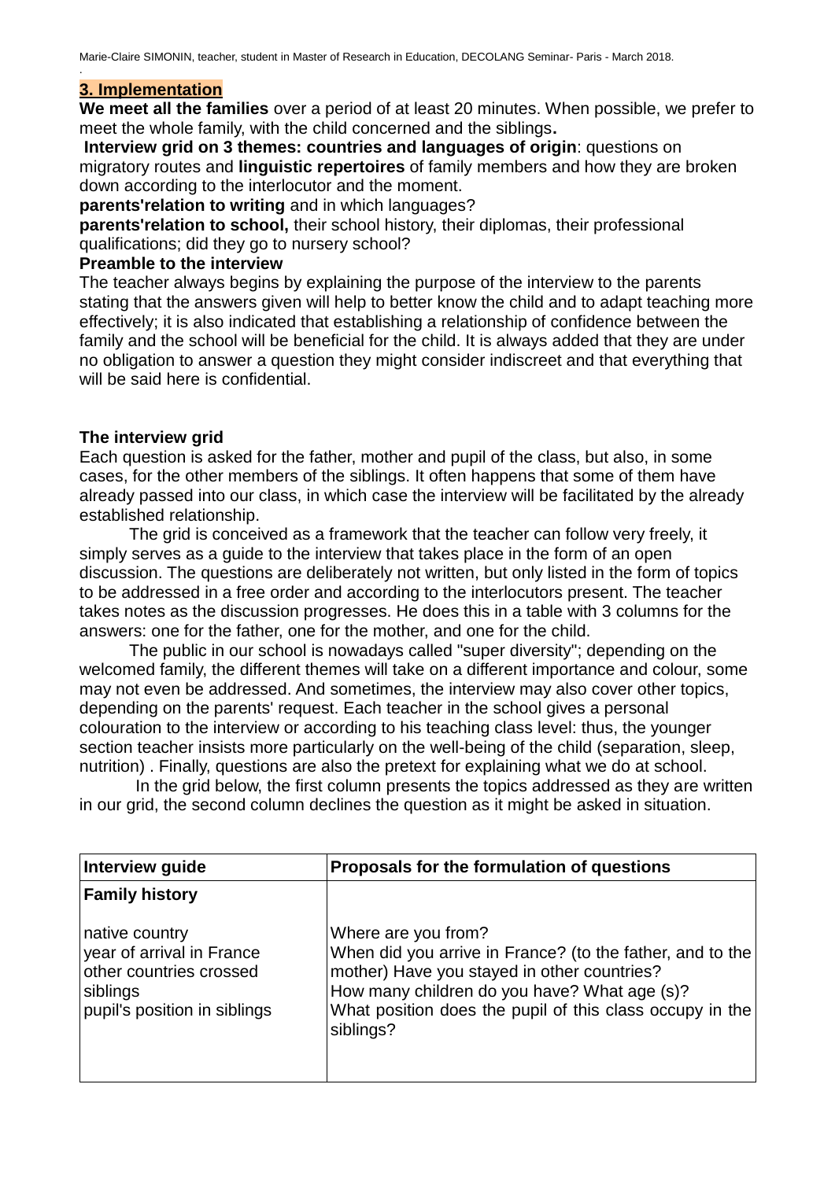## 3. Implementation

**We meet all the families** over a period of at least 20 minutes. When possible, we prefer to meet the whole family, with the child concerned and the siblings**.**

**Interview grid on 3 themes: countries and languages of origin**: questions on migratory routes and **linguistic repertoires** of family members and how they are broken down according to the interlocutor and the moment.

**parents'relation to writing** and in which languages?

**parents'relation to school,** their school history, their diplomas, their professional qualifications; did they go to nursery school?

### Preamble to the interview

The teacher always begins by explaining the purpose of the interview to the parents stating that the answers given will help to better know the child and to adapt teaching more effectively; it is also indicated that establishing a relationship of confidence between the family and the school will be beneficial for the child. It is always added that they are under no obligation to answer a question they might consider indiscreet and that everything that will be said here is confidential.

### The interview grid

Each question is asked for the father, mother and pupil of the class, but also, in some cases, for the other members of the siblings. It often happens that some of them have already passed into our class, in which case the interview will be facilitated by the already established relationship.

The grid is conceived as a framework that the teacher can follow very freely, it simply serves as a guide to the interview that takes place in the form of an open discussion. The questions are deliberately not written, but only listed in the form of topics to be addressed in a free order and according to the interlocutors present. The teacher takes notes as the discussion progresses. He does this in a table with 3 columns for the answers: one for the father, one for the mother, and one for the child.

The public in our school is nowadays called "super diversity"; depending on the welcomed family, the different themes will take on a different importance and colour, some may not even be addressed. And sometimes, the interview may also cover other topics, depending on the parents' request. Each teacher in the school gives a personal colouration to the interview or according to his teaching class level: thus, the younger section teacher insists more particularly on the well-being of the child (separation, sleep, nutrition) . Finally, questions are also the pretext for explaining what we do at school.

In the grid below, the first column presents the topics addressed as they are written in our grid, the second column declines the question as it might be asked in situation.

| Interview guide | Proposals for the formulation of questions |
|---|---|
| **Family history**<br><br>native country<br>year of arrival in France<br>other countries crossed<br>siblings<br>pupil's position in siblings | <br><br>Where are you from?<br>When did you arrive in France? (to the father, and to the mother) Have you stayed in other countries?<br>How many children do you have? What age (s)?<br>What position does the pupil of this class occupy in the siblings? |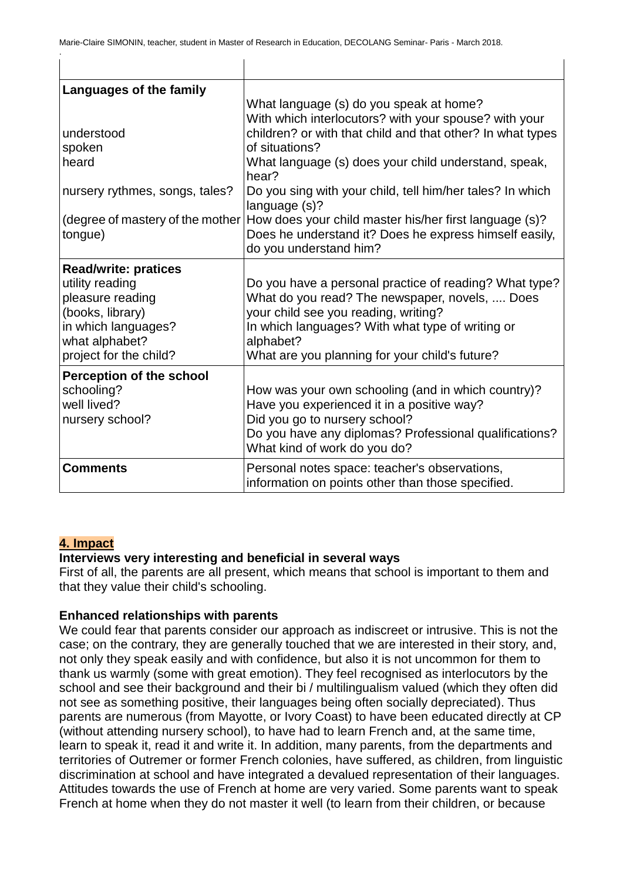| | |
|---|---|
| **Languages of the family**<br><br>understood<br>spoken<br>heard<br><br>nursery rythmes, songs, tales?<br><br>(degree of mastery of the mother tongue) | What language (s) do you speak at home?<br>With which interlocutors? with your spouse? with your children? or with that child and that other? In what types of situations?<br>What language (s) does your child understand, speak, hear?<br>Do you sing with your child, tell him/her tales? In which language (s)?<br>How does your child master his/her first language (s)? Does he understand it? Does he express himself easily, do you understand him? |
| **Read/write: pratices**<br>utility reading<br>pleasure reading<br>(books, library)<br>in which languages?<br>what alphabet?<br>project for the child? | Do you have a personal practice of reading? What type? What do you read? The newspaper, novels, .... Does your child see you reading, writing?<br>In which languages? With what type of writing or alphabet?<br>What are you planning for your child's future? |
| **Perception of the school**<br>schooling?<br>well lived?<br>nursery school? | How was your own schooling (and in which country)?<br>Have you experienced it in a positive way?<br>Did you go to nursery school?<br>Do you have any diplomas? Professional qualifications? What kind of work do you do? |
| **Comments** | Personal notes space: teacher's observations, information on points other than those specified. |

## 4. Impact

**Interviews very interesting and beneficial in several ways**

First of all, the parents are all present, which means that school is important to them and that they value their child's schooling.

**Enhanced relationships with parents**

We could fear that parents consider our approach as indiscreet or intrusive. This is not the case; on the contrary, they are generally touched that we are interested in their story, and, not only they speak easily and with confidence, but also it is not uncommon for them to thank us warmly (some with great emotion). They feel recognised as interlocutors by the school and see their background and their bi / multilingualism valued (which they often did not see as something positive, their languages being often socially depreciated). Thus parents are numerous (from Mayotte, or Ivory Coast) to have been educated directly at CP (without attending nursery school), to have had to learn French and, at the same time, learn to speak it, read it and write it. In addition, many parents, from the departments and territories of Outremer or former French colonies, have suffered, as children, from linguistic discrimination at school and have integrated a devalued representation of their languages. Attitudes towards the use of French at home are very varied. Some parents want to speak French at home when they do not master it well (to learn from their children, or because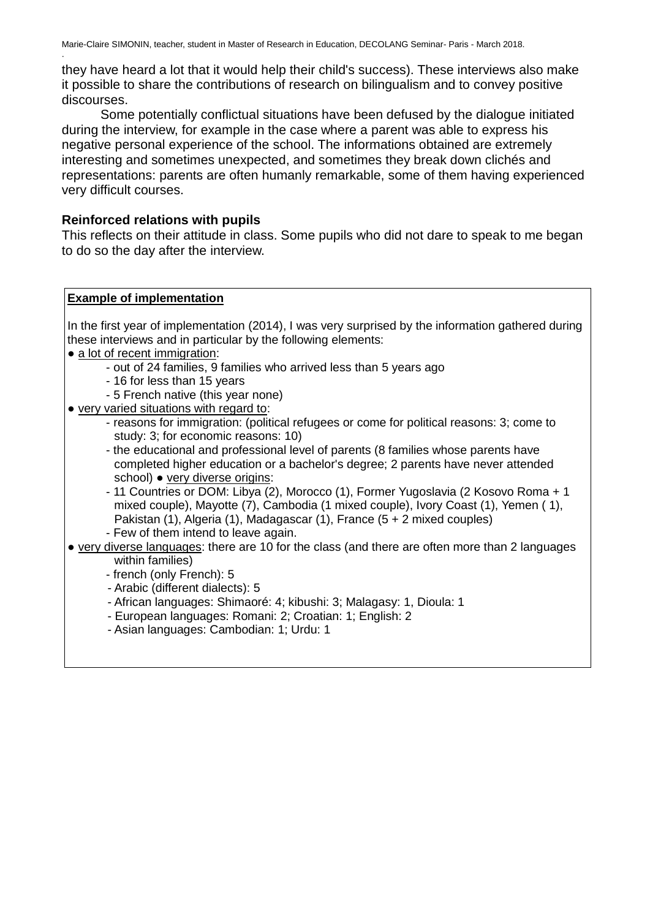they have heard a lot that it would help their child's success). These interviews also make it possible to share the contributions of research on bilingualism and to convey positive discourses.

Some potentially conflictual situations have been defused by the dialogue initiated during the interview, for example in the case where a parent was able to express his negative personal experience of the school. The informations obtained are extremely interesting and sometimes unexpected, and sometimes they break down clichés and representations: parents are often humanly remarkable, some of them having experienced very difficult courses.

**Reinforced relations with pupils**

This reflects on their attitude in class. Some pupils who did not dare to speak to me began to do so the day after the interview.

**Example of implementation**

In the first year of implementation (2014), I was very surprised by the information gathered during these interviews and in particular by the following elements:

- a lot of recent immigration:
  - out of 24 families, 9 families who arrived less than 5 years ago
  - 16 for less than 15 years
  - 5 French native (this year none)
- very varied situations with regard to:
  - reasons for immigration: (political refugees or come for political reasons: 3; come to study: 3; for economic reasons: 10)
  - the educational and professional level of parents (8 families whose parents have completed higher education or a bachelor's degree; 2 parents have never attended school) ● very diverse origins:
  - 11 Countries or DOM: Libya (2), Morocco (1), Former Yugoslavia (2 Kosovo Roma + 1 mixed couple), Mayotte (7), Cambodia (1 mixed couple), Ivory Coast (1), Yemen ( 1), Pakistan (1), Algeria (1), Madagascar (1), France (5 + 2 mixed couples)
  - Few of them intend to leave again.
- very diverse languages: there are 10 for the class (and there are often more than 2 languages within families)
  - french (only French): 5
  - Arabic (different dialects): 5
  - African languages: Shimaoré: 4; kibushi: 3; Malagasy: 1, Dioula: 1
  - European languages: Romani: 2; Croatian: 1; English: 2
  - Asian languages: Cambodian: 1; Urdu: 1